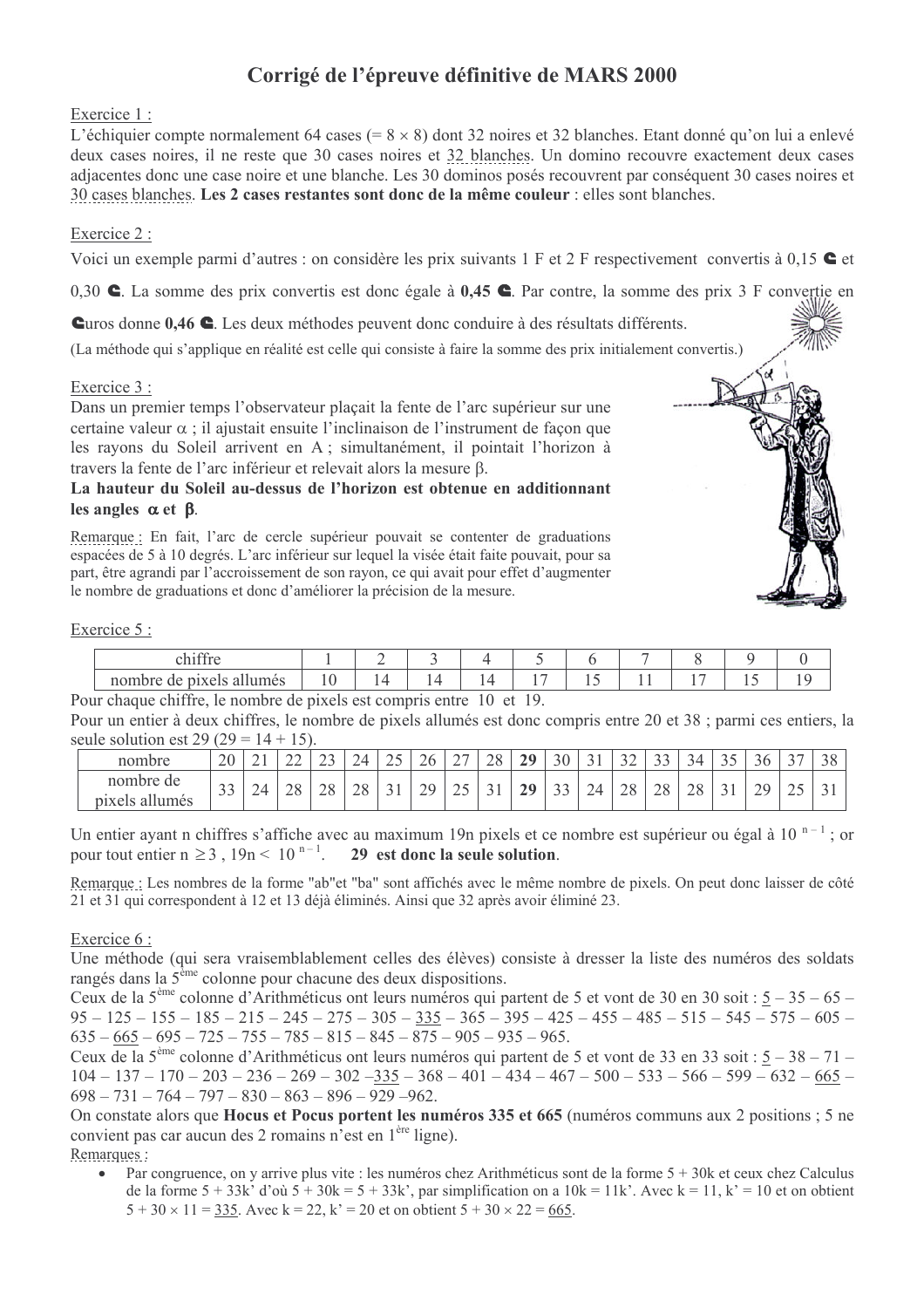# Corrigé de l'épreuve définitive de MARS 2000

Exercice 1 :

L'échiquier compte normalement 64 cases (= 8 × 8) dont 32 noires et 32 blanches. Etant donné qu'on lui a enlevé deux cases noires, il ne reste que 30 cases noires et 32 blanches. Un domino recouvre exactement deux cases adjacentes donc une case noire et une blanche. Les 30 dominos posés recouvrent par conséquent 30 cases noires et 30 cases blanches. **Les 2 cases restantes sont donc de la même couleur** : elles sont blanches.

Exercice 2 :

Voici un exemple parmi d'autres : on considère les prix suivants 1 F et 2 F respectivement convertis à 0,15 € et 0,30 €. La somme des prix convertis est donc égale à **0,45 €**. Par contre, la somme des prix 3 F convertie en €uros donne **0,46 €**. Les deux méthodes peuvent donc conduire à des résultats différents.

(La méthode qui s'applique en réalité est celle qui consiste à faire la somme des prix initialement convertis.)

Exercice 3 :

Dans un premier temps l'observateur plaçait la fente de l'arc supérieur sur une certaine valeur $\alpha$ ; il ajustait ensuite l'inclinaison de l'instrument de façon que les rayons du Soleil arrivent en A ; simultanément, il pointait l'horizon à travers la fente de l'arc inférieur et relevait alors la mesure $\beta$.

**La hauteur du Soleil au-dessus de l'horizon est obtenue en additionnant les angles $\alpha$ et $\beta$.**

Remarque : En fait, l'arc de cercle supérieur pouvait se contenter de graduations espacées de 5 à 10 degrés. L'arc inférieur sur lequel la visée était faite pouvait, pour sa part, être agrandi par l'accroissement de son rayon, ce qui avait pour effet d'augmenter le nombre de graduations et donc d'améliorer la précision de la mesure.

Exercice 5 :

| chiffre | 1 | 2 | 3 | 4 | 5 | 6 | 7 | 8 | 9 | 0 |
|---|---|---|---|---|---|---|---|---|---|---|
| nombre de pixels allumés | 10 | 14 | 14 | 14 | 17 | 15 | 11 | 17 | 15 | 19 |

Pour chaque chiffre, le nombre de pixels est compris entre 10 et 19.

Pour un entier à deux chiffres, le nombre de pixels allumés est donc compris entre 20 et 38 ; parmi ces entiers, la seule solution est 29 (29 = 14 + 15).

| nombre | 20 | 21 | 22 | 23 | 24 | 25 | 26 | 27 | 28 | **29** | 30 | 31 | 32 | 33 | 34 | 35 | 36 | 37 | 38 |
|---|---|---|---|---|---|---|---|---|---|---|---|---|---|---|---|---|---|---|---|
| nombre de pixels allumés | 33 | 24 | 28 | 28 | 28 | 31 | 29 | 25 | 31 | **29** | 33 | 24 | 28 | 28 | 28 | 31 | 29 | 25 | 31 |

Un entier ayant n chiffres s'affiche avec au maximum 19n pixels et ce nombre est supérieur ou égal à $10^{n-1}$ ; or pour tout entier $n \geq 3$, $19n < 10^{n-1}$. **29 est donc la seule solution**.

Remarque : Les nombres de la forme "ab"et "ba" sont affichés avec le même nombre de pixels. On peut donc laisser de côté 21 et 31 qui correspondent à 12 et 13 déjà éliminés. Ainsi que 32 après avoir éliminé 23.

Exercice 6 :

Une méthode (qui sera vraisemblablement celles des élèves) consiste à dresser la liste des numéros des soldats rangés dans la 5ème colonne pour chacune des deux dispositions.

Ceux de la 5ème colonne d'Arithméticus ont leurs numéros qui partent de 5 et vont de 30 en 30 soit : 5 – 35 – 65 – 95 – 125 – 155 – 185 – 215 – 245 – 275 – 305 – 335 – 365 – 395 – 425 – 455 – 485 – 515 – 545 – 575 – 605 – 635 – 665 – 695 – 725 – 755 – 785 – 815 – 845 – 875 – 905 – 935 – 965.

Ceux de la 5ème colonne d'Arithméticus ont leurs numéros qui partent de 5 et vont de 33 en 33 soit : 5 – 38 – 71 – 104 – 137 – 170 – 203 – 236 – 269 – 302 –335 – 368 – 401 – 434 – 467 – 500 – 533 – 566 – 599 – 632 – 665 – 698 – 731 – 764 – 797 – 830 – 863 – 896 – 929 –962.

On constate alors que **Hocus et Pocus portent les numéros 335 et 665** (numéros communs aux 2 positions ; 5 ne convient pas car aucun des 2 romains n'est en 1ère ligne).

Remarques :

- Par congruence, on y arrive plus vite : les numéros chez Arithméticus sont de la forme 5 + 30k et ceux chez Calculus de la forme 5 + 33k' d'où 5 + 30k = 5 + 33k', par simplification on a 10k = 11k'. Avec k = 11, k' = 10 et on obtient 5 + 30 × 11 = 335. Avec k = 22, k' = 20 et on obtient 5 + 30 × 22 = 665.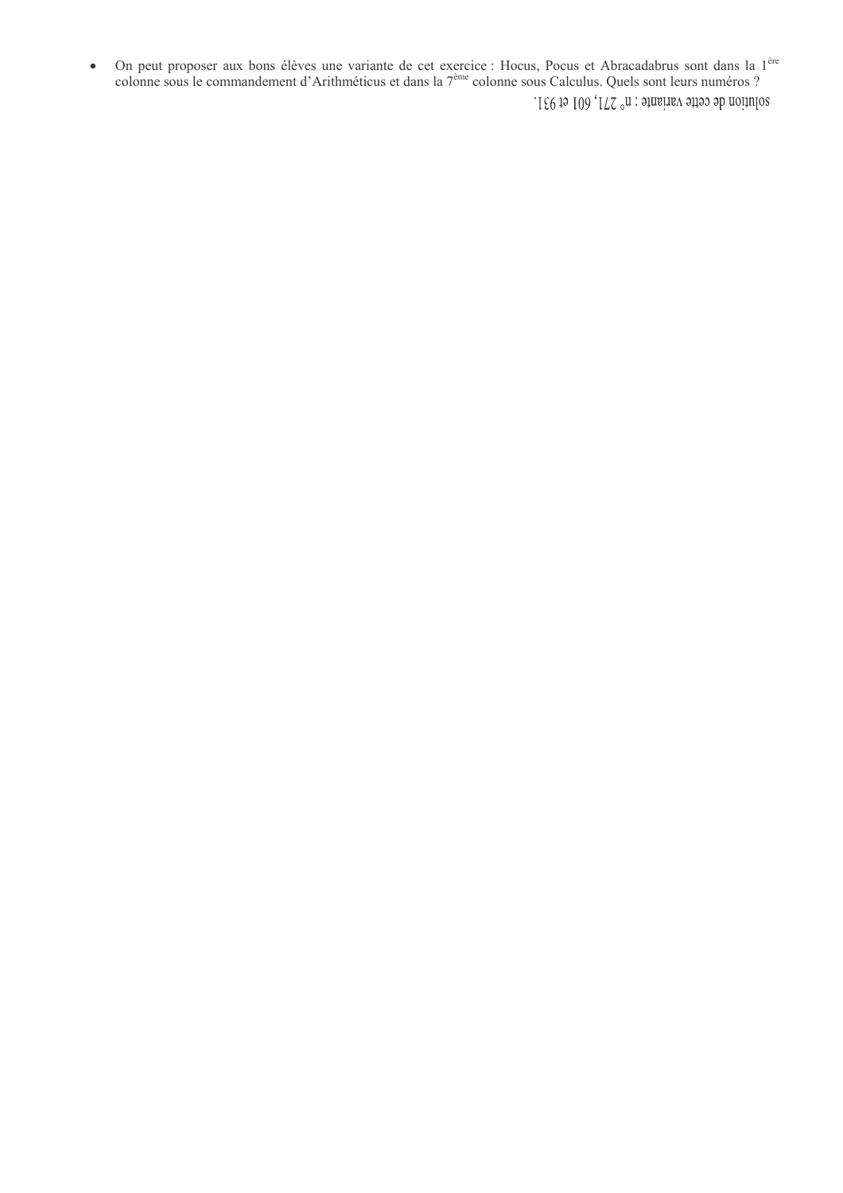- On peut proposer aux bons élèves une variante de cet exercice : Hocus, Pocus et Abracadabrus sont dans la 1[ère] colonne sous le commandement d'Arithméticus et dans la 7[ème] colonne sous Calculus. Quels sont leurs numéros ?

solution de cette variante : n° 271, 601 et 931.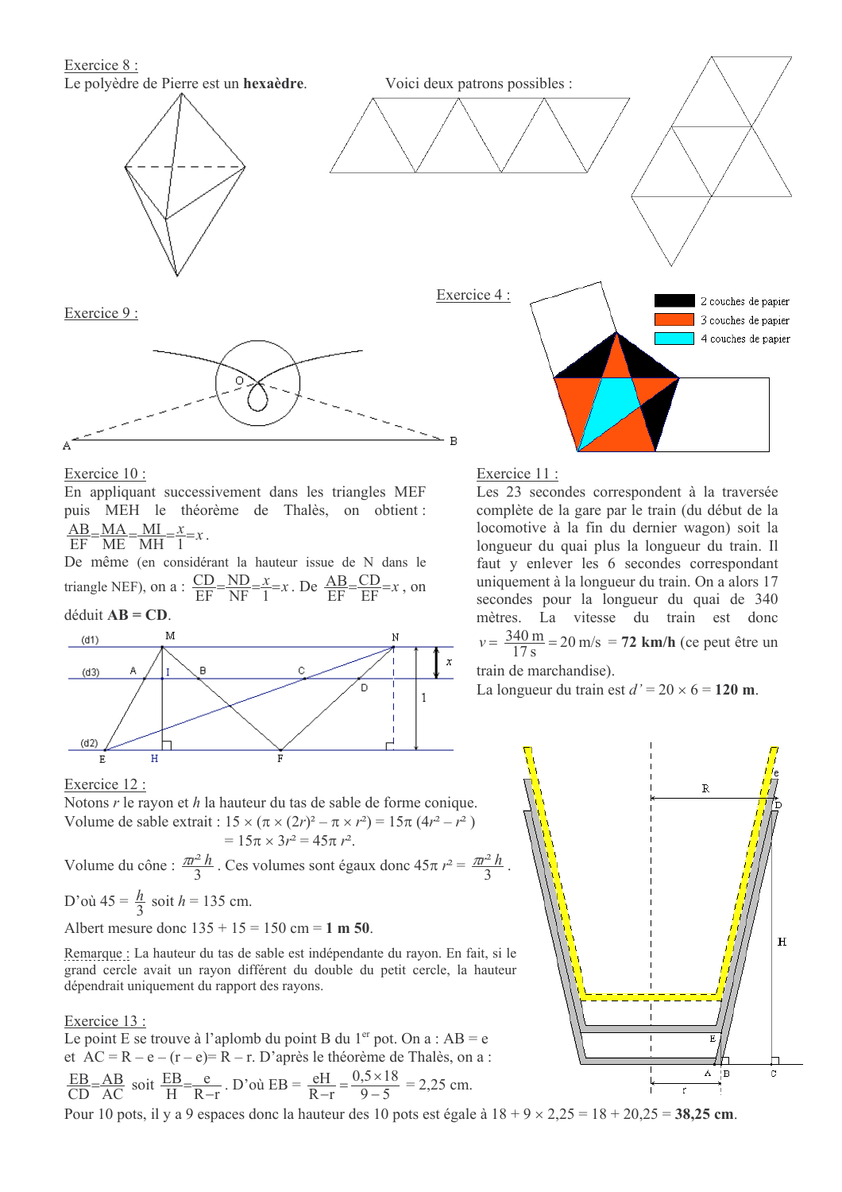Exercice 8 :

Le polyèdre de Pierre est un **hexaèdre**.

Voici deux patrons possibles :

Exercice 4 :

2 couches de papier

3 couches de papier

4 couches de papier

Exercice 9 :

O

A

B

Exercice 10 :

En appliquant successivement dans les triangles MEF puis MEH le théorème de Thalès, on obtient : $\frac{AB}{EF}=\frac{MA}{ME}=\frac{MI}{MH}=\frac{x}{1}=x$.

De même (en considérant la hauteur issue de N dans le triangle NEF), on a : $\frac{CD}{EF}=\frac{ND}{NF}=\frac{x}{1}=x$. De $\frac{AB}{EF}=\frac{CD}{EF}=x$, on déduit **AB = CD**.

(d1) M N

(d3) A I B C D $x$

1

(d2) E H F

Exercice 11 :

Les 23 secondes correspondent à la traversée complète de la gare par le train (du début de la locomotive à la fin du dernier wagon) soit la longueur du quai plus la longueur du train. Il faut y enlever les 6 secondes correspondant uniquement à la longueur du train. On a alors 17 secondes pour la longueur du quai de 340 mètres. La vitesse du train est donc $v=\frac{340\text{ m}}{17\text{ s}}=20\text{ m/s}$ = **72 km/h** (ce peut être un train de marchandise).

La longueur du train est $d' = 20 \times 6 =$ **120 m**.

Exercice 12 :

Notons $r$ le rayon et $h$ la hauteur du tas de sable de forme conique.

Volume de sable extrait : $15 \times (\pi \times (2r)^2 - \pi \times r^2) = 15\pi\,(4r^2 - r^2)$

$= 15\pi \times 3r^2 = 45\pi\, r^2$.

Volume du cône : $\frac{\pi r^2 h}{3}$. Ces volumes sont égaux donc $45\pi\, r^2 = \frac{\pi r^2 h}{3}$.

D'où $45 = \frac{h}{3}$ soit $h = 135$ cm.

Albert mesure donc 135 + 15 = 150 cm = **1 m 50**.

Remarque : La hauteur du tas de sable est indépendante du rayon. En fait, si le grand cercle avait un rayon différent du double du petit cercle, la hauteur dépendrait uniquement du rapport des rayons.

Exercice 13 :

R e D H E A B C r

Le point E se trouve à l'aplomb du point B du 1[er] pot. On a : AB = e et AC = R – e – (r – e)= R – r. D'après le théorème de Thalès, on a :

$\frac{EB}{CD}=\frac{AB}{AC}$ soit $\frac{EB}{H}=\frac{e}{R-r}$. D'où EB = $\frac{eH}{R-r}=\frac{0{,}5\times 18}{9-5}$ = 2,25 cm.

Pour 10 pots, il y a 9 espaces donc la hauteur des 10 pots est égale à 18 + 9 × 2,25 = 18 + 20,25 = **38,25 cm**.